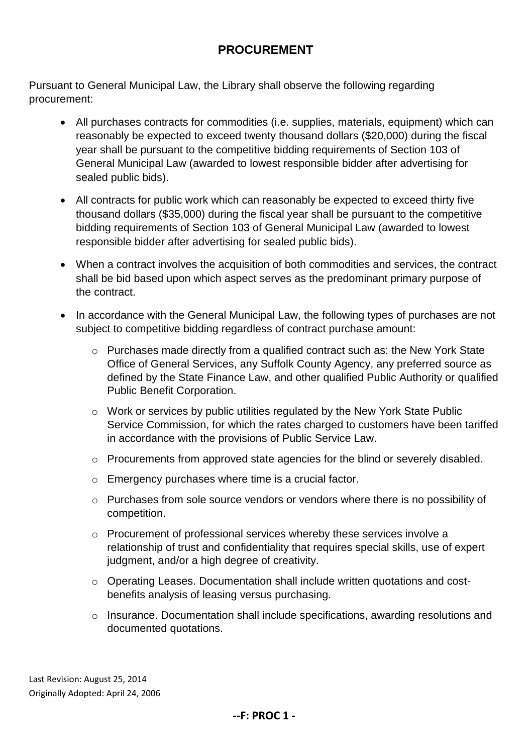# PROCUREMENT

Pursuant to General Municipal Law, the Library shall observe the following regarding procurement:

- All purchases contracts for commodities (i.e. supplies, materials, equipment) which can reasonably be expected to exceed twenty thousand dollars ($20,000) during the fiscal year shall be pursuant to the competitive bidding requirements of Section 103 of General Municipal Law (awarded to lowest responsible bidder after advertising for sealed public bids).
- All contracts for public work which can reasonably be expected to exceed thirty five thousand dollars ($35,000) during the fiscal year shall be pursuant to the competitive bidding requirements of Section 103 of General Municipal Law (awarded to lowest responsible bidder after advertising for sealed public bids).
- When a contract involves the acquisition of both commodities and services, the contract shall be bid based upon which aspect serves as the predominant primary purpose of the contract.
- In accordance with the General Municipal Law, the following types of purchases are not subject to competitive bidding regardless of contract purchase amount:
    - Purchases made directly from a qualified contract such as: the New York State Office of General Services, any Suffolk County Agency, any preferred source as defined by the State Finance Law, and other qualified Public Authority or qualified Public Benefit Corporation.
    - Work or services by public utilities regulated by the New York State Public Service Commission, for which the rates charged to customers have been tariffed in accordance with the provisions of Public Service Law.
    - Procurements from approved state agencies for the blind or severely disabled.
    - Emergency purchases where time is a crucial factor.
    - Purchases from sole source vendors or vendors where there is no possibility of competition.
    - Procurement of professional services whereby these services involve a relationship of trust and confidentiality that requires special skills, use of expert judgment, and/or a high degree of creativity.
    - Operating Leases. Documentation shall include written quotations and cost-benefits analysis of leasing versus purchasing.
    - Insurance. Documentation shall include specifications, awarding resolutions and documented quotations.

Last Revision: August 25, 2014
Originally Adopted: April 24, 2006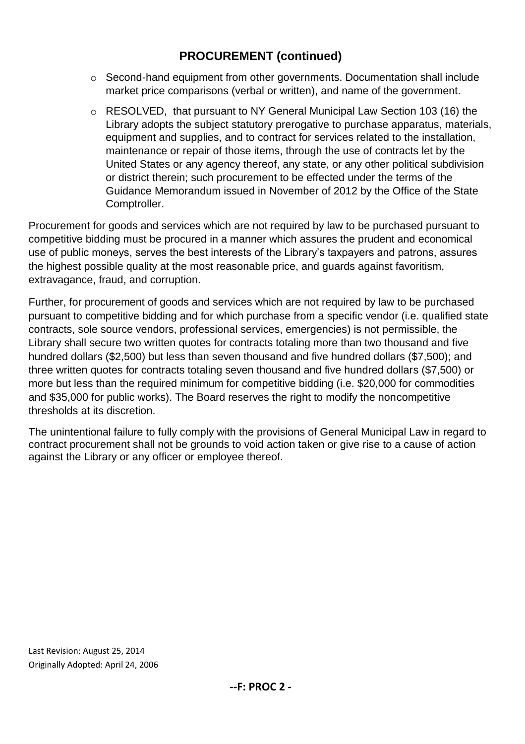## PROCUREMENT (continued)

- Second-hand equipment from other governments. Documentation shall include market price comparisons (verbal or written), and name of the government.
- RESOLVED, that pursuant to NY General Municipal Law Section 103 (16) the Library adopts the subject statutory prerogative to purchase apparatus, materials, equipment and supplies, and to contract for services related to the installation, maintenance or repair of those items, through the use of contracts let by the United States or any agency thereof, any state, or any other political subdivision or district therein; such procurement to be effected under the terms of the Guidance Memorandum issued in November of 2012 by the Office of the State Comptroller.

Procurement for goods and services which are not required by law to be purchased pursuant to competitive bidding must be procured in a manner which assures the prudent and economical use of public moneys, serves the best interests of the Library's taxpayers and patrons, assures the highest possible quality at the most reasonable price, and guards against favoritism, extravagance, fraud, and corruption.

Further, for procurement of goods and services which are not required by law to be purchased pursuant to competitive bidding and for which purchase from a specific vendor (i.e. qualified state contracts, sole source vendors, professional services, emergencies) is not permissible, the Library shall secure two written quotes for contracts totaling more than two thousand and five hundred dollars ($2,500) but less than seven thousand and five hundred dollars ($7,500); and three written quotes for contracts totaling seven thousand and five hundred dollars ($7,500) or more but less than the required minimum for competitive bidding (i.e. $20,000 for commodities and $35,000 for public works). The Board reserves the right to modify the noncompetitive thresholds at its discretion.

The unintentional failure to fully comply with the provisions of General Municipal Law in regard to contract procurement shall not be grounds to void action taken or give rise to a cause of action against the Library or any officer or employee thereof.

Last Revision: August 25, 2014
Originally Adopted: April 24, 2006